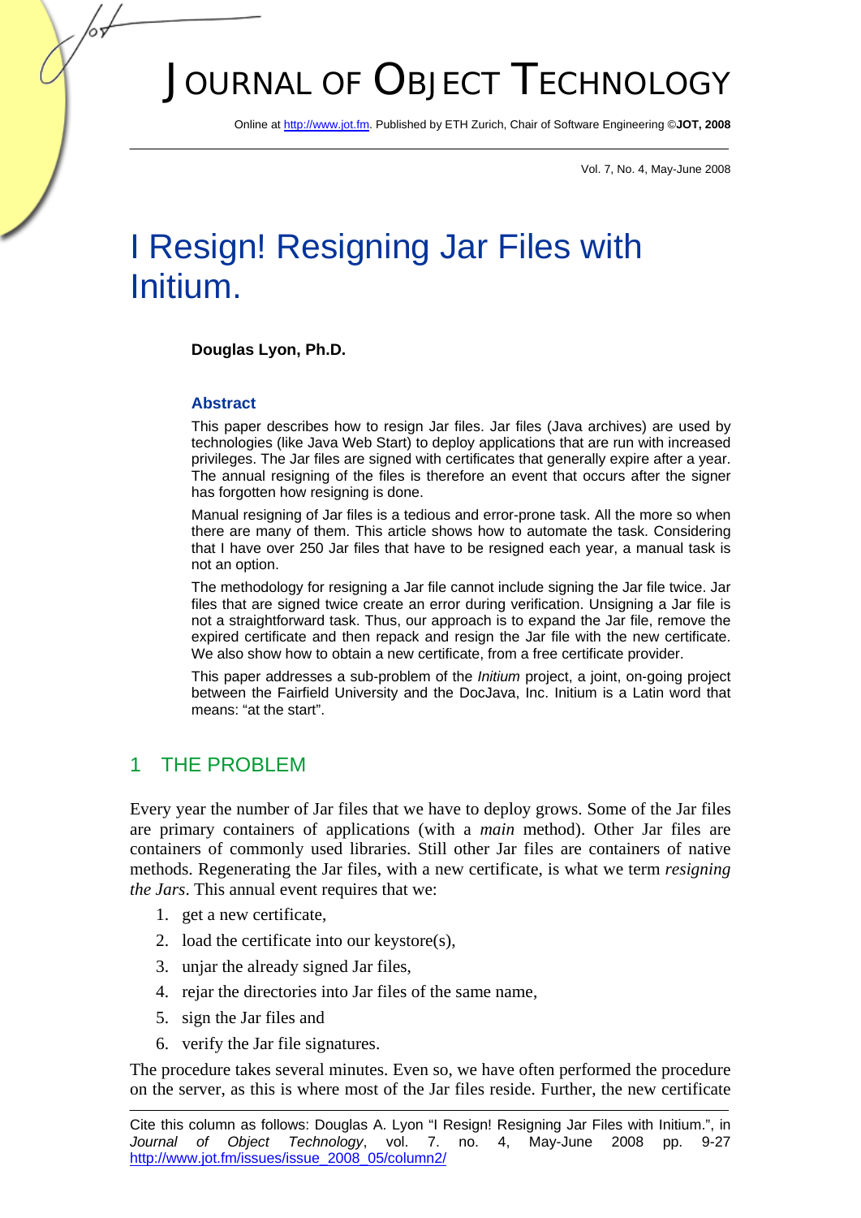# I Resign! Resigning Jar Files with Initium.

**Douglas Lyon, Ph.D.**

### Abstract

This paper describes how to resign Jar files. Jar files (Java archives) are used by technologies (like Java Web Start) to deploy applications that are run with increased privileges. The Jar files are signed with certificates that generally expire after a year. The annual resigning of the files is therefore an event that occurs after the signer has forgotten how resigning is done.

Manual resigning of Jar files is a tedious and error-prone task. All the more so when there are many of them. This article shows how to automate the task. Considering that I have over 250 Jar files that have to be resigned each year, a manual task is not an option.

The methodology for resigning a Jar file cannot include signing the Jar file twice. Jar files that are signed twice create an error during verification. Unsigning a Jar file is not a straightforward task. Thus, our approach is to expand the Jar file, remove the expired certificate and then repack and resign the Jar file with the new certificate. We also show how to obtain a new certificate, from a free certificate provider.

This paper addresses a sub-problem of the *Initium* project, a joint, on-going project between the Fairfield University and the DocJava, Inc. Initium is a Latin word that means: "at the start".

## 1 THE PROBLEM

Every year the number of Jar files that we have to deploy grows. Some of the Jar files are primary containers of applications (with a *main* method). Other Jar files are containers of commonly used libraries. Still other Jar files are containers of native methods. Regenerating the Jar files, with a new certificate, is what we term *resigning the Jars*. This annual event requires that we:

1. get a new certificate,
2. load the certificate into our keystore(s),
3. unjar the already signed Jar files,
4. rejar the directories into Jar files of the same name,
5. sign the Jar files and
6. verify the Jar file signatures.

The procedure takes several minutes. Even so, we have often performed the procedure on the server, as this is where most of the Jar files reside. Further, the new certificate

---

Cite this column as follows: Douglas A. Lyon "I Resign! Resigning Jar Files with Initium.", in *Journal of Object Technology*, vol. 7. no. 4, May-June 2008 pp. 9-27 http://www.jot.fm/issues/issue_2008_05/column2/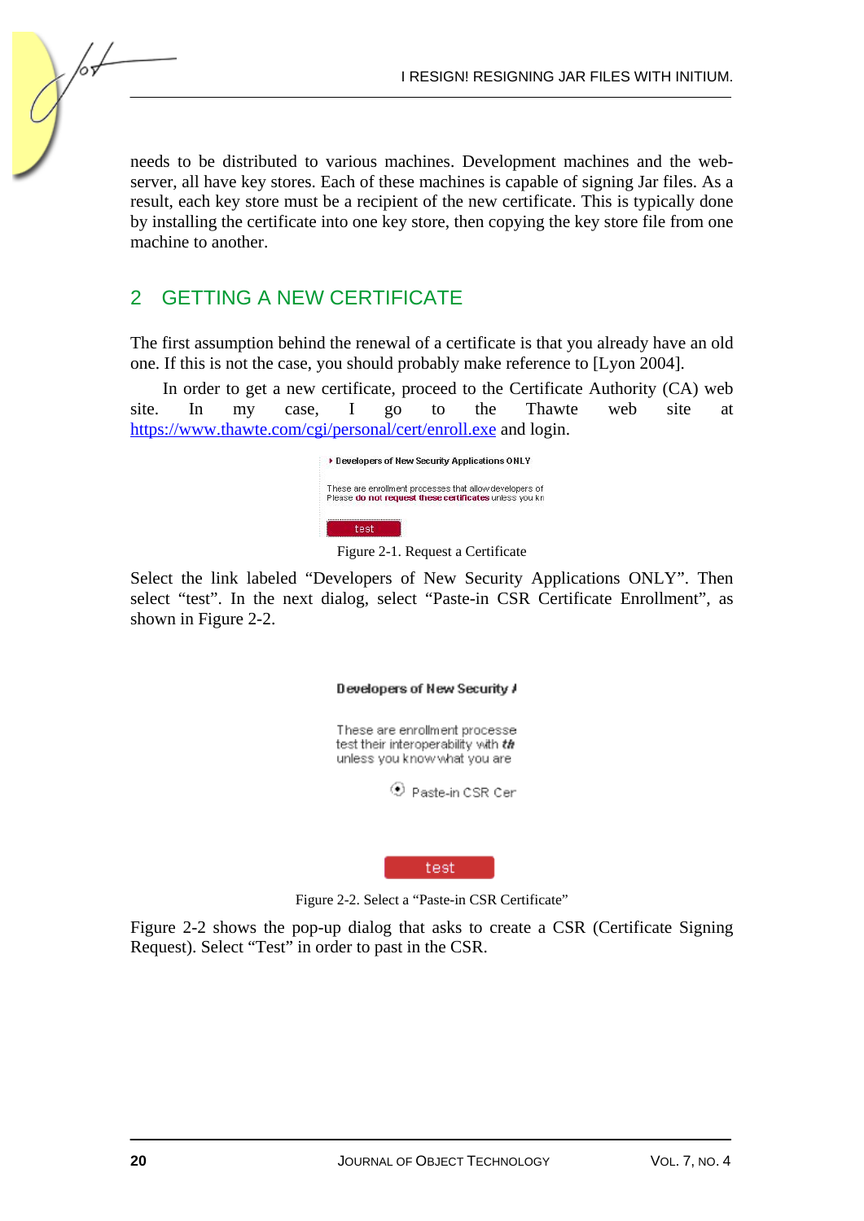needs to be distributed to various machines. Development machines and the web-server, all have key stores. Each of these machines is capable of signing Jar files. As a result, each key store must be a recipient of the new certificate. This is typically done by installing the certificate into one key store, then copying the key store file from one machine to another.

## 2 GETTING A NEW CERTIFICATE

The first assumption behind the renewal of a certificate is that you already have an old one. If this is not the case, you should probably make reference to [Lyon 2004].

In order to get a new certificate, proceed to the Certificate Authority (CA) web site. In my case, I go to the Thawte web site at https://www.thawte.com/cgi/personal/cert/enroll.exe and login.

Figure 2-1. Request a Certificate

Select the link labeled "Developers of New Security Applications ONLY". Then select "test". In the next dialog, select "Paste-in CSR Certificate Enrollment", as shown in Figure 2-2.

Figure 2-2. Select a "Paste-in CSR Certificate"

Figure 2-2 shows the pop-up dialog that asks to create a CSR (Certificate Signing Request). Select "Test" in order to past in the CSR.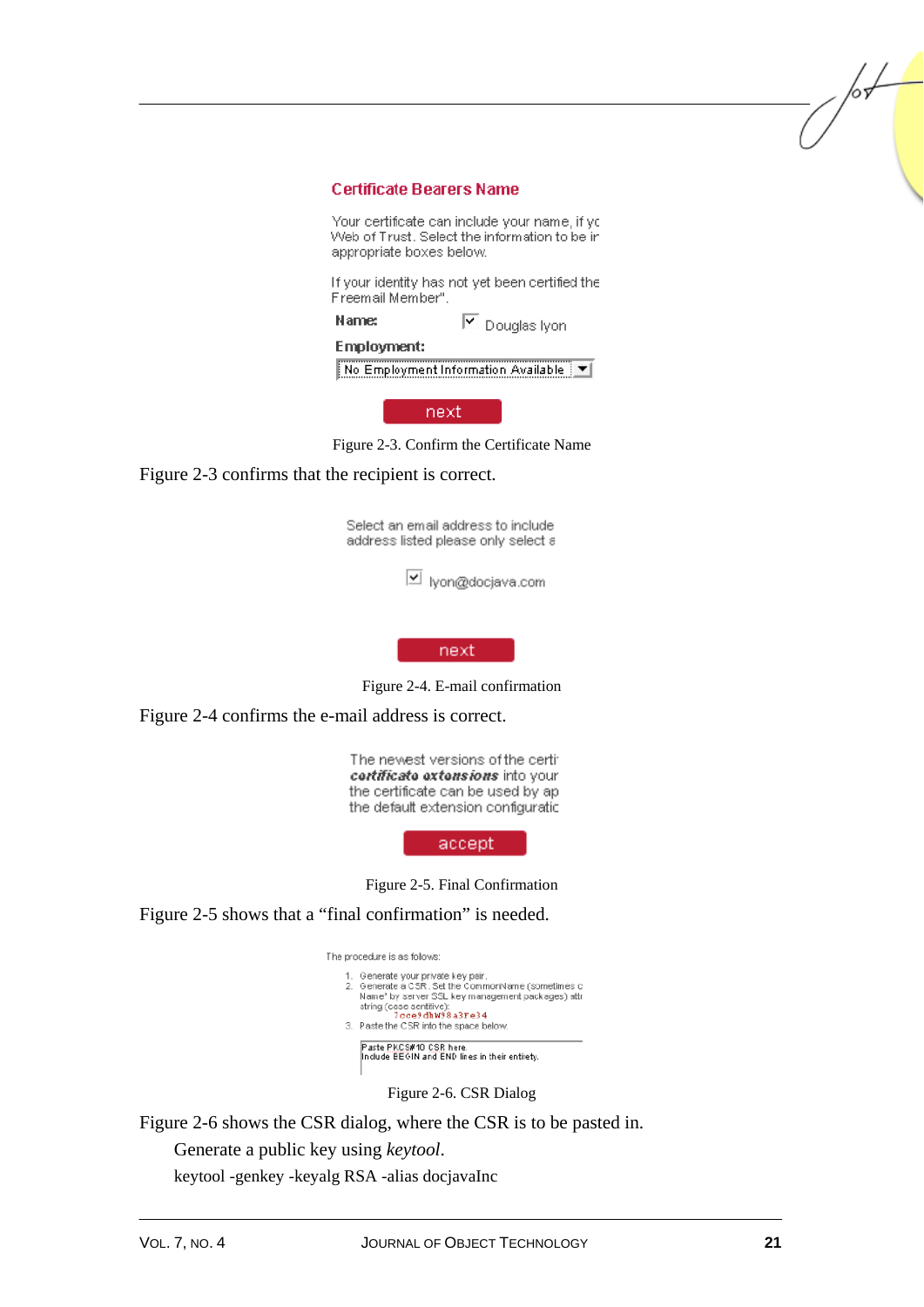Figure 2-3. Confirm the Certificate Name

Figure 2-3 confirms that the recipient is correct.

Figure 2-4. E-mail confirmation

Figure 2-4 confirms the e-mail address is correct.

Figure 2-5. Final Confirmation

Figure 2-5 shows that a “final confirmation” is needed.

Figure 2-6. CSR Dialog

Figure 2-6 shows the CSR dialog, where the CSR is to be pasted in.

Generate a public key using *keytool*.

keytool -genkey -keyalg RSA -alias docjavaInc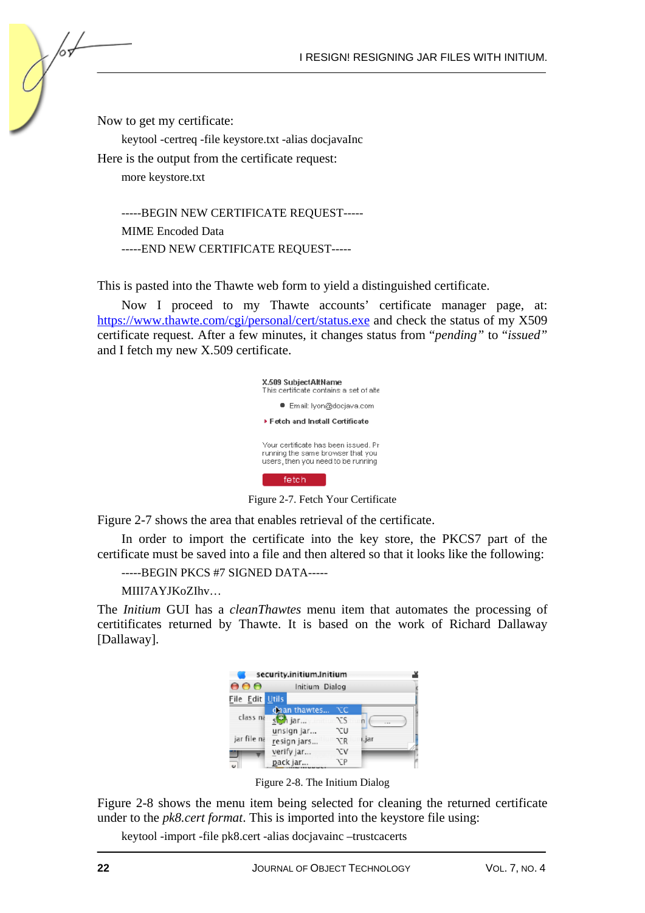Now to get my certificate:

```
keytool -certreq -file keystore.txt -alias docjavaInc
```

Here is the output from the certificate request:

```
more keystore.txt

-----BEGIN NEW CERTIFICATE REQUEST-----
MIME Encoded Data
-----END NEW CERTIFICATE REQUEST-----
```

This is pasted into the Thawte web form to yield a distinguished certificate.

Now I proceed to my Thawte accounts' certificate manager page, at: https://www.thawte.com/cgi/personal/cert/status.exe and check the status of my X509 certificate request. After a few minutes, it changes status from "*pending*" to "*issued*" and I fetch my new X.509 certificate.

Figure 2-7. Fetch Your Certificate

Figure 2-7 shows the area that enables retrieval of the certificate.

In order to import the certificate into the key store, the PKCS7 part of the certificate must be saved into a file and then altered so that it looks like the following:

```
-----BEGIN PKCS #7 SIGNED DATA-----
MIII7AYJKoZIhv…
```

The *Initium* GUI has a *cleanThawtes* menu item that automates the processing of certitificates returned by Thawte. It is based on the work of Richard Dallaway [Dallaway].

Figure 2-8. The Initium Dialog

Figure 2-8 shows the menu item being selected for cleaning the returned certificate under to the *pk8.cert format*. This is imported into the keystore file using:

```
keytool -import -file pk8.cert -alias docjavainc –trustcacerts
```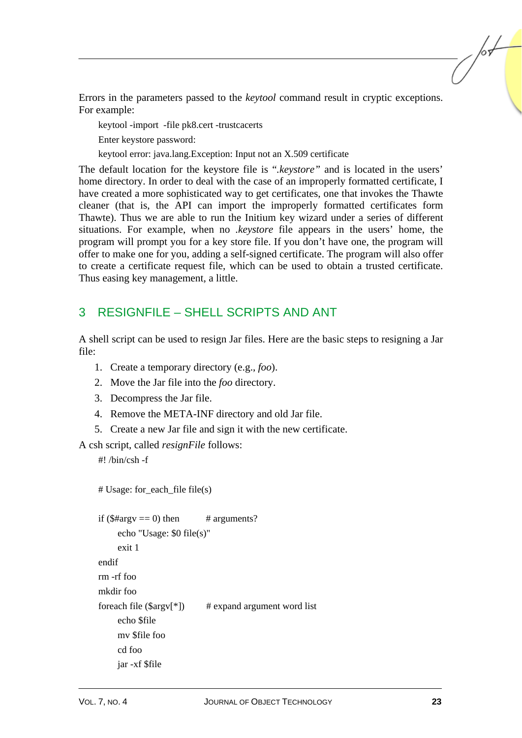Errors in the parameters passed to the *keytool* command result in cryptic exceptions. For example:

```
keytool -import  -file pk8.cert -trustcacerts
Enter keystore password:
keytool error: java.lang.Exception: Input not an X.509 certificate
```

The default location for the keystore file is "*.keystore*" and is located in the users' home directory. In order to deal with the case of an improperly formatted certificate, I have created a more sophisticated way to get certificates, one that invokes the Thawte cleaner (that is, the API can import the improperly formatted certificates form Thawte). Thus we are able to run the Initium key wizard under a series of different situations. For example, when no *.keystore* file appears in the users' home, the program will prompt you for a key store file. If you don't have one, the program will offer to make one for you, adding a self-signed certificate. The program will also offer to create a certificate request file, which can be used to obtain a trusted certificate. Thus easing key management, a little.

## 3 RESIGNFILE – SHELL SCRIPTS AND ANT

A shell script can be used to resign Jar files. Here are the basic steps to resigning a Jar file:

1. Create a temporary directory (e.g., *foo*).
2. Move the Jar file into the *foo* directory.
3. Decompress the Jar file.
4. Remove the META-INF directory and old Jar file.
5. Create a new Jar file and sign it with the new certificate.

A csh script, called *resignFile* follows:

```
#! /bin/csh -f

# Usage: for_each_file file(s)

if ($#argv == 0) then        # arguments?
    echo "Usage: $0 file(s)"
    exit 1
endif
rm -rf foo
mkdir foo
foreach file ($argv[*])      # expand argument word list
    echo $file
    mv $file foo
    cd foo
    jar -xf $file
```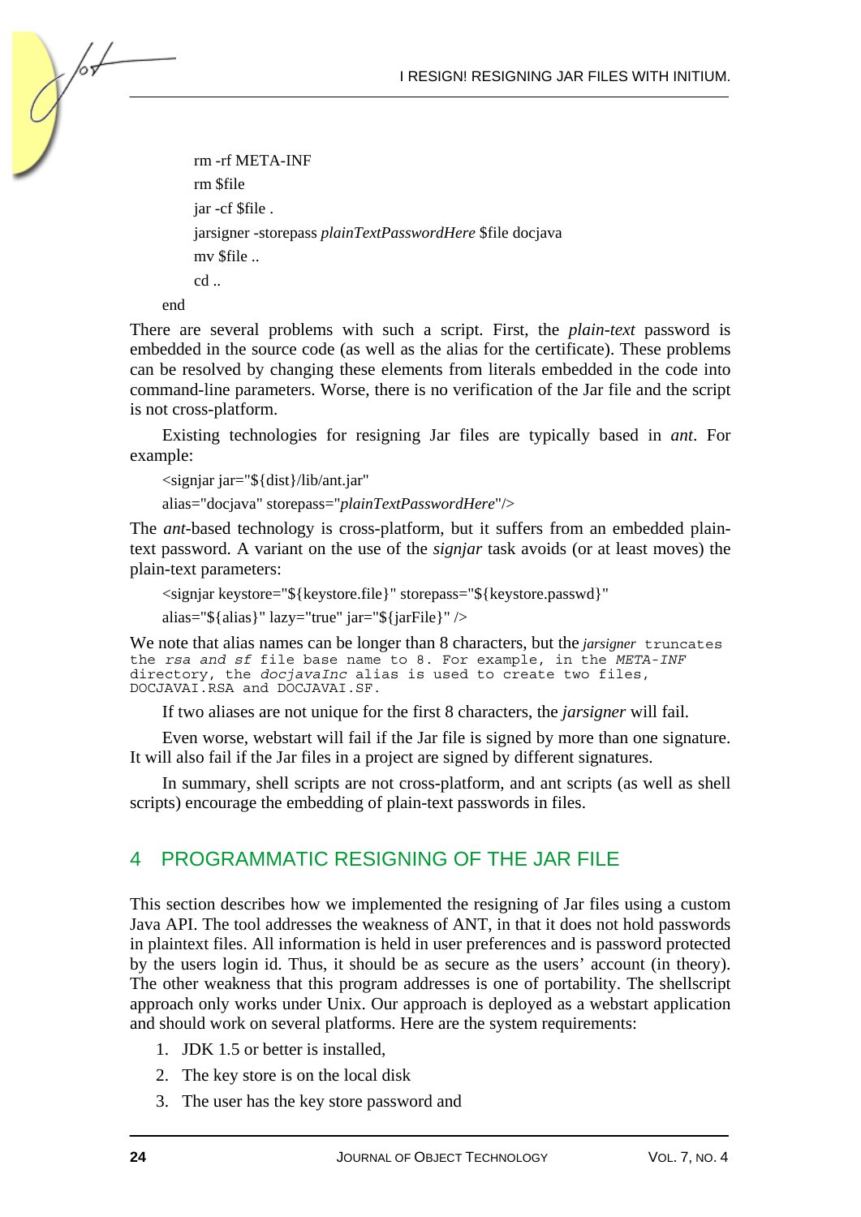```
        rm -rf META-INF
        rm $file
        jar -cf $file .
        jarsigner -storepass plainTextPasswordHere $file docjava
        mv $file ..
        cd ..
    end
```

There are several problems with such a script. First, the *plain-text* password is embedded in the source code (as well as the alias for the certificate). These problems can be resolved by changing these elements from literals embedded in the code into command-line parameters. Worse, there is no verification of the Jar file and the script is not cross-platform.

Existing technologies for resigning Jar files are typically based in *ant*. For example:

```
<signjar jar="${dist}/lib/ant.jar"
alias="docjava" storepass="plainTextPasswordHere"/>
```

The *ant*-based technology is cross-platform, but it suffers from an embedded plain-text password. A variant on the use of the *signjar* task avoids (or at least moves) the plain-text parameters:

```
<signjar keystore="${keystore.file}" storepass="${keystore.passwd}"
alias="${alias}" lazy="true" jar="${jarFile}" />
```

We note that alias names can be longer than 8 characters, but the *jarsigner* truncates the *rsa and sf* file base name to 8. For example, in the *META-INF* directory, the *docjavaInc* alias is used to create two files, DOCJAVAI.RSA and DOCJAVAI.SF.

If two aliases are not unique for the first 8 characters, the *jarsigner* will fail.

Even worse, webstart will fail if the Jar file is signed by more than one signature. It will also fail if the Jar files in a project are signed by different signatures.

In summary, shell scripts are not cross-platform, and ant scripts (as well as shell scripts) encourage the embedding of plain-text passwords in files.

## 4 PROGRAMMATIC RESIGNING OF THE JAR FILE

This section describes how we implemented the resigning of Jar files using a custom Java API. The tool addresses the weakness of ANT, in that it does not hold passwords in plaintext files. All information is held in user preferences and is password protected by the users login id. Thus, it should be as secure as the users' account (in theory). The other weakness that this program addresses is one of portability. The shellscript approach only works under Unix. Our approach is deployed as a webstart application and should work on several platforms. Here are the system requirements:

1. JDK 1.5 or better is installed,
2. The key store is on the local disk
3. The user has the key store password and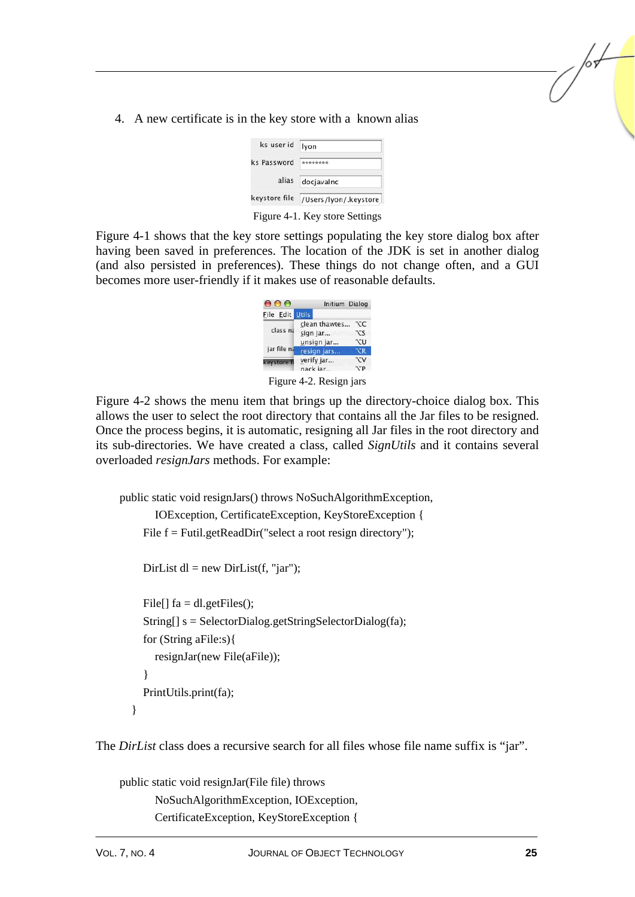4. A new certificate is in the key store with a known alias

| | |
|---|---|
| ks user id | lyon |
| ks Password | ******** |
| alias | docjavalnc |
| keystore file | /Users/lyon/.keystore |

Figure 4-1. Key store Settings

Figure 4-1 shows that the key store settings populating the key store dialog box after having been saved in preferences. The location of the JDK is set in another dialog (and also persisted in preferences). These things do not change often, and a GUI becomes more user-friendly if it makes use of reasonable defaults.

Figure 4-2. Resign jars

Figure 4-2 shows the menu item that brings up the directory-choice dialog box. This allows the user to select the root directory that contains all the Jar files to be resigned. Once the process begins, it is automatic, resigning all Jar files in the root directory and its sub-directories. We have created a class, called *SignUtils* and it contains several overloaded *resignJars* methods. For example:

```
public static void resignJars() throws NoSuchAlgorithmException,
        IOException, CertificateException, KeyStoreException {
    File f = Futil.getReadDir("select a root resign directory");

    DirList dl = new DirList(f, "jar");

    File[] fa = dl.getFiles();
    String[] s = SelectorDialog.getStringSelectorDialog(fa);
    for (String aFile:s){
        resignJar(new File(aFile));
    }
    PrintUtils.print(fa);
}
```

The *DirList* class does a recursive search for all files whose file name suffix is “jar”.

```
public static void resignJar(File file) throws
        NoSuchAlgorithmException, IOException,
        CertificateException, KeyStoreException {
```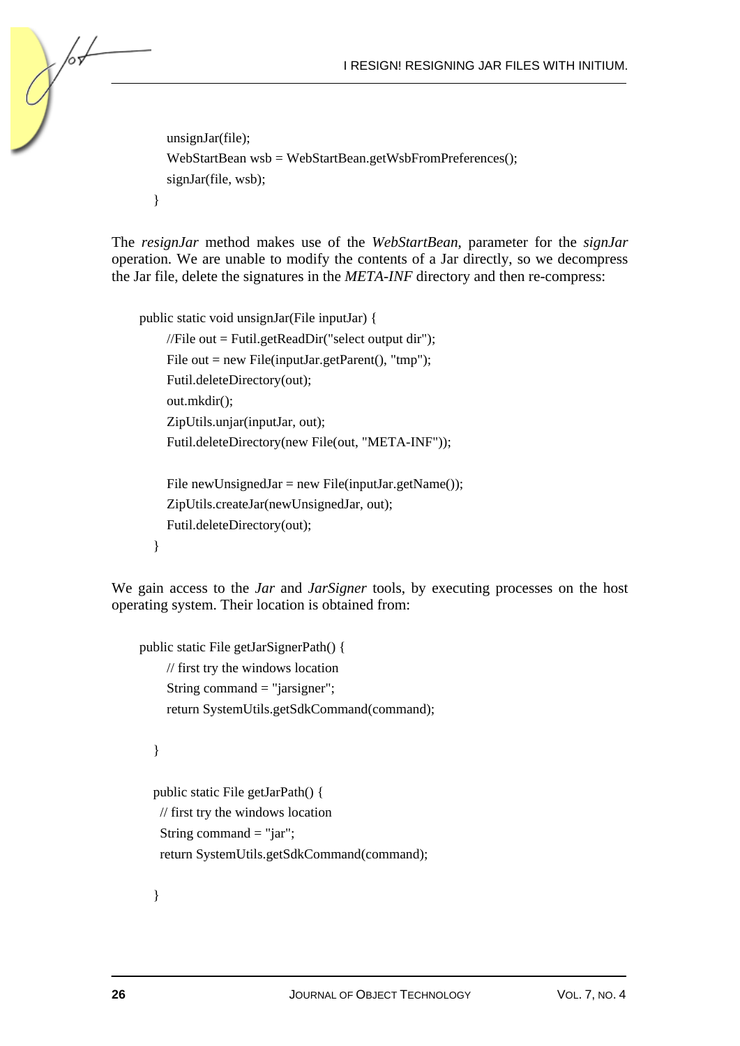```
    unsignJar(file);
    WebStartBean wsb = WebStartBean.getWsbFromPreferences();
    signJar(file, wsb);
  }
```

The *resignJar* method makes use of the *WebStartBean*, parameter for the *signJar* operation. We are unable to modify the contents of a Jar directly, so we decompress the Jar file, delete the signatures in the *META-INF* directory and then re-compress:

```
public static void unsignJar(File inputJar) {
    //File out = Futil.getReadDir("select output dir");
    File out = new File(inputJar.getParent(), "tmp");
    Futil.deleteDirectory(out);
    out.mkdir();
    ZipUtils.unjar(inputJar, out);
    Futil.deleteDirectory(new File(out, "META-INF"));

    File newUnsignedJar = new File(inputJar.getName());
    ZipUtils.createJar(newUnsignedJar, out);
    Futil.deleteDirectory(out);
  }
```

We gain access to the *Jar* and *JarSigner* tools, by executing processes on the host operating system. Their location is obtained from:

```
public static File getJarSignerPath() {
    // first try the windows location
    String command = "jarsigner";
    return SystemUtils.getSdkCommand(command);

  }

  public static File getJarPath() {
   // first try the windows location
   String command = "jar";
   return SystemUtils.getSdkCommand(command);

  }
```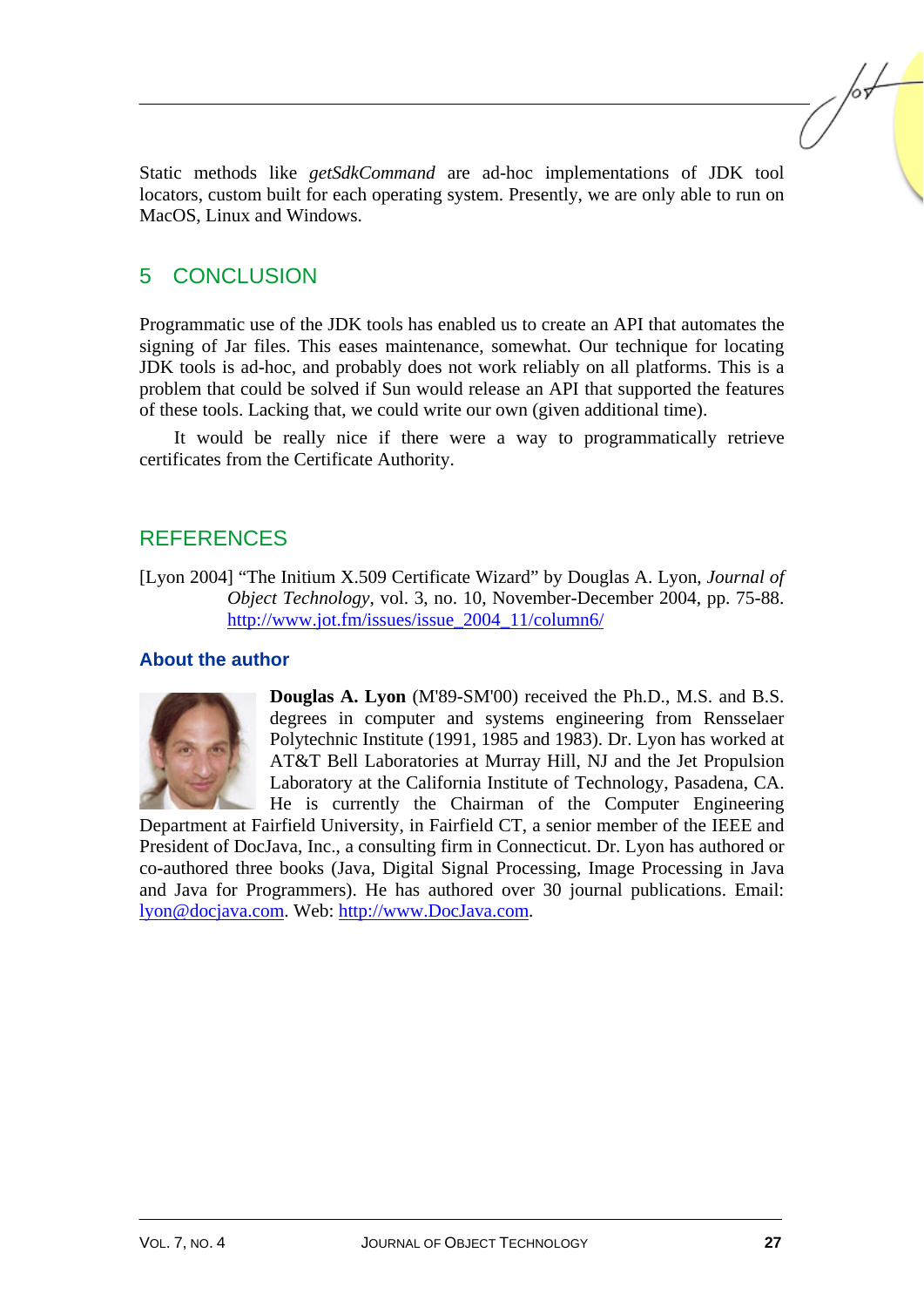Static methods like *getSdkCommand* are ad-hoc implementations of JDK tool locators, custom built for each operating system. Presently, we are only able to run on MacOS, Linux and Windows.

## 5 CONCLUSION

Programmatic use of the JDK tools has enabled us to create an API that automates the signing of Jar files. This eases maintenance, somewhat. Our technique for locating JDK tools is ad-hoc, and probably does not work reliably on all platforms. This is a problem that could be solved if Sun would release an API that supported the features of these tools. Lacking that, we could write our own (given additional time).

It would be really nice if there were a way to programmatically retrieve certificates from the Certificate Authority.

## REFERENCES

[Lyon 2004] "The Initium X.509 Certificate Wizard" by Douglas A. Lyon, *Journal of Object Technology*, vol. 3, no. 10, November-December 2004, pp. 75-88. http://www.jot.fm/issues/issue_2004_11/column6/

### About the author

**Douglas A. Lyon** (M'89-SM'00) received the Ph.D., M.S. and B.S. degrees in computer and systems engineering from Rensselaer Polytechnic Institute (1991, 1985 and 1983). Dr. Lyon has worked at AT&T Bell Laboratories at Murray Hill, NJ and the Jet Propulsion Laboratory at the California Institute of Technology, Pasadena, CA. He is currently the Chairman of the Computer Engineering Department at Fairfield University, in Fairfield CT, a senior member of the IEEE and President of DocJava, Inc., a consulting firm in Connecticut. Dr. Lyon has authored or co-authored three books (Java, Digital Signal Processing, Image Processing in Java and Java for Programmers). He has authored over 30 journal publications. Email: lyon@docjava.com. Web: http://www.DocJava.com.